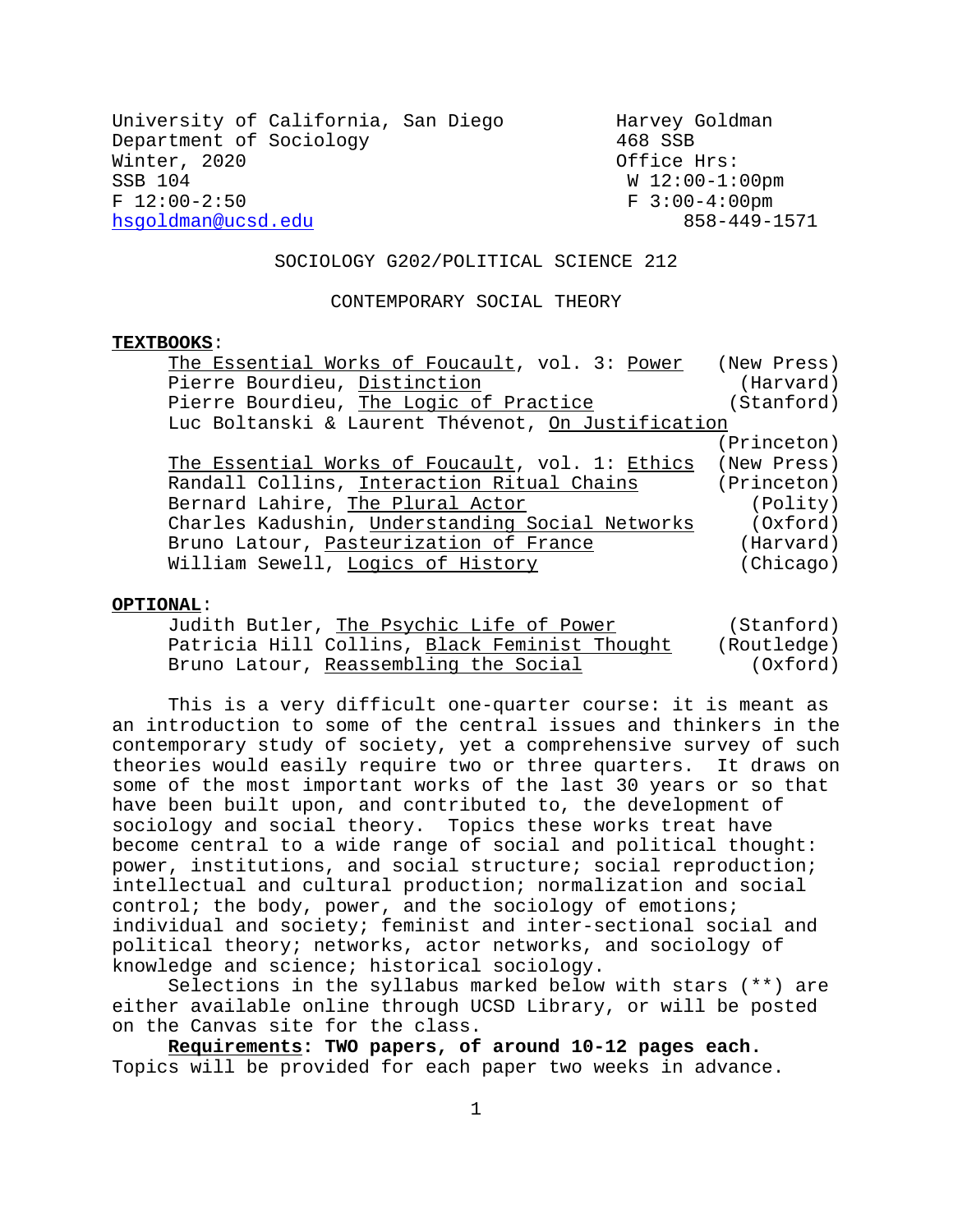University of California, San Diego
Department of Sociology
Winter, 2020
SSB 104
F 12:00-2:50
hsgoldman@ucsd.edu

Harvey Goldman
468 SSB
Office Hrs:
W 12:00-1:00pm
F 3:00-4:00pm
858-449-1571

# SOCIOLOGY G202/POLITICAL SCIENCE 212

## CONTEMPORARY SOCIAL THEORY

**TEXTBOOKS**:

- The Essential Works of Foucault, vol. 3: Power (New Press)
- Pierre Bourdieu, Distinction (Harvard)
- Pierre Bourdieu, The Logic of Practice (Stanford)
- Luc Boltanski & Laurent Thévenot, On Justification (Princeton)
- The Essential Works of Foucault, vol. 1: Ethics (New Press)
- Randall Collins, Interaction Ritual Chains (Princeton)
- Bernard Lahire, The Plural Actor (Polity)
- Charles Kadushin, Understanding Social Networks (Oxford)
- Bruno Latour, Pasteurization of France (Harvard)
- William Sewell, Logics of History (Chicago)

**OPTIONAL**:

- Judith Butler, The Psychic Life of Power (Stanford)
- Patricia Hill Collins, Black Feminist Thought (Routledge)
- Bruno Latour, Reassembling the Social (Oxford)

This is a very difficult one-quarter course: it is meant as an introduction to some of the central issues and thinkers in the contemporary study of society, yet a comprehensive survey of such theories would easily require two or three quarters. It draws on some of the most important works of the last 30 years or so that have been built upon, and contributed to, the development of sociology and social theory. Topics these works treat have become central to a wide range of social and political thought: power, institutions, and social structure; social reproduction; intellectual and cultural production; normalization and social control; the body, power, and the sociology of emotions; individual and society; feminist and inter-sectional social and political theory; networks, actor networks, and sociology of knowledge and science; historical sociology.

Selections in the syllabus marked below with stars (**) are either available online through UCSD Library, or will be posted on the Canvas site for the class.

**Requirements: TWO papers, of around 10-12 pages each.** Topics will be provided for each paper two weeks in advance.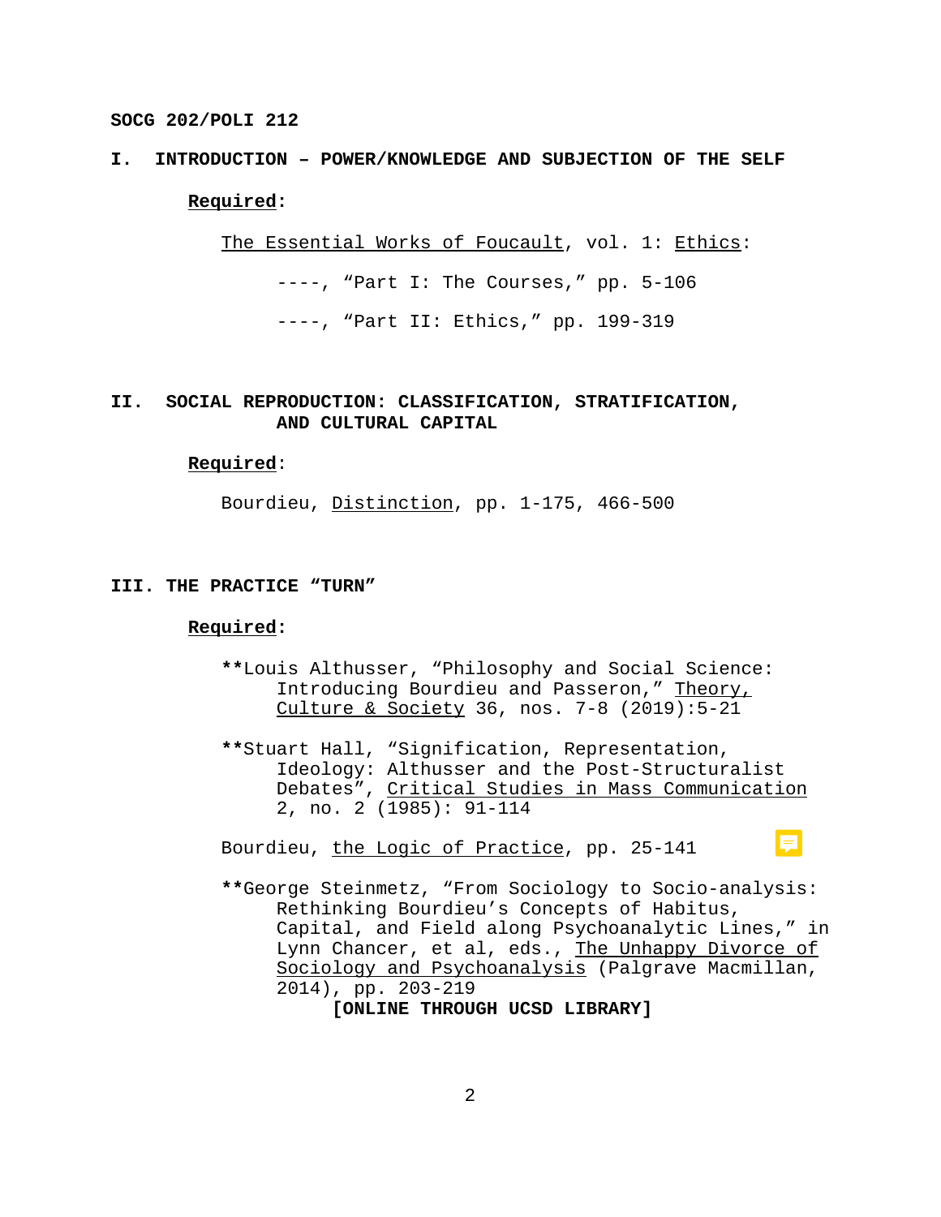**SOCG 202/POLI 212**

## I. INTRODUCTION – POWER/KNOWLEDGE AND SUBJECTION OF THE SELF

**Required**:

The Essential Works of Foucault, vol. 1: Ethics:

----, "Part I: The Courses," pp. 5-106

----, "Part II: Ethics," pp. 199-319

## II. SOCIAL REPRODUCTION: CLASSIFICATION, STRATIFICATION, AND CULTURAL CAPITAL

**Required**:

Bourdieu, Distinction, pp. 1-175, 466-500

## III. THE PRACTICE "TURN"

**Required**:

**Louis Althusser, "Philosophy and Social Science: Introducing Bourdieu and Passeron," Theory, Culture & Society 36, nos. 7-8 (2019):5-21

**Stuart Hall, "Signification, Representation, Ideology: Althusser and the Post-Structuralist Debates", Critical Studies in Mass Communication 2, no. 2 (1985): 91-114

Bourdieu, the Logic of Practice, pp. 25-141

**George Steinmetz, "From Sociology to Socio-analysis: Rethinking Bourdieu's Concepts of Habitus, Capital, and Field along Psychoanalytic Lines," in Lynn Chancer, et al, eds., The Unhappy Divorce of Sociology and Psychoanalysis (Palgrave Macmillan, 2014), pp. 203-219
**[ONLINE THROUGH UCSD LIBRARY]**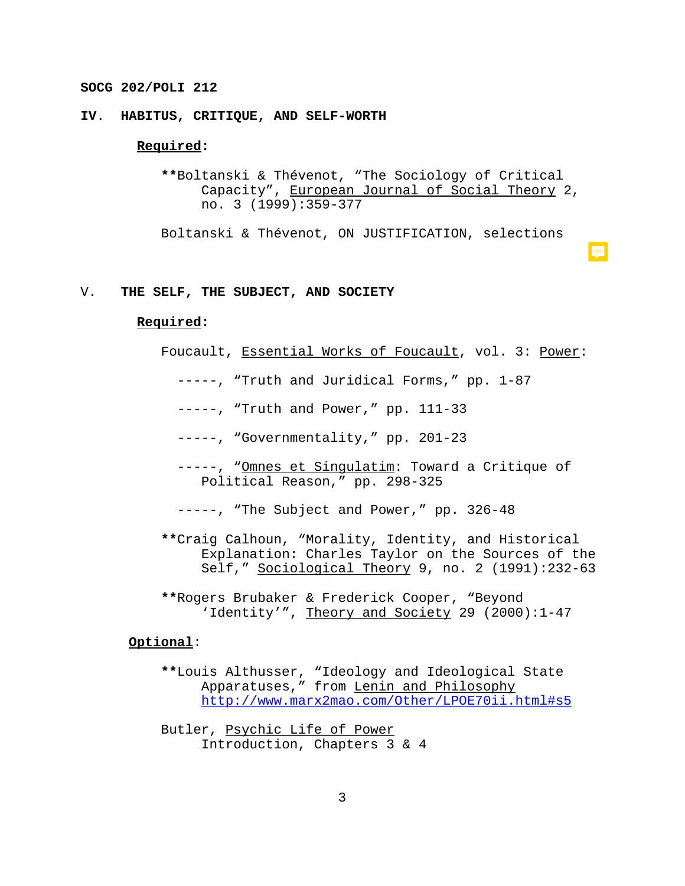SOCG 202/POLI 212

## IV. HABITUS, CRITIQUE, AND SELF-WORTH

**Required**:

**Boltanski & Thévenot, "The Sociology of Critical Capacity", European Journal of Social Theory 2, no. 3 (1999):359-377

Boltanski & Thévenot, ON JUSTIFICATION, selections

## V. THE SELF, THE SUBJECT, AND SOCIETY

**Required**:

Foucault, Essential Works of Foucault, vol. 3: Power:

-----, "Truth and Juridical Forms," pp. 1-87

-----, "Truth and Power," pp. 111-33

-----, "Governmentality," pp. 201-23

-----, "Omnes et Singulatim: Toward a Critique of Political Reason," pp. 298-325

-----, "The Subject and Power," pp. 326-48

**Craig Calhoun, "Morality, Identity, and Historical Explanation: Charles Taylor on the Sources of the Self," Sociological Theory 9, no. 2 (1991):232-63

**Rogers Brubaker & Frederick Cooper, "Beyond 'Identity'", Theory and Society 29 (2000):1-47

**Optional**:

**Louis Althusser, "Ideology and Ideological State Apparatuses," from Lenin and Philosophy http://www.marx2mao.com/Other/LPOE70ii.html#s5

Butler, Psychic Life of Power Introduction, Chapters 3 & 4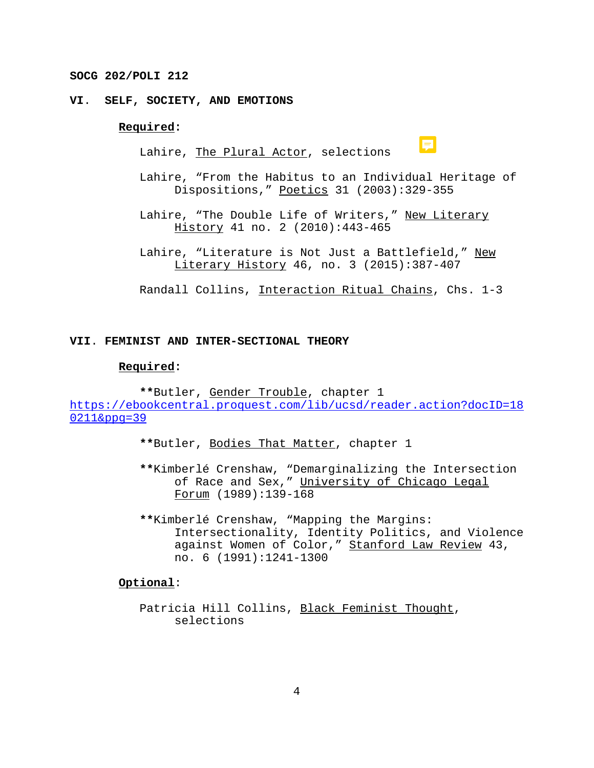SOCG 202/POLI 212

## VI. SELF, SOCIETY, AND EMOTIONS

**Required**:

Lahire, The Plural Actor, selections

Lahire, "From the Habitus to an Individual Heritage of Dispositions," Poetics 31 (2003):329-355

Lahire, "The Double Life of Writers," New Literary History 41 no. 2 (2010):443-465

Lahire, "Literature is Not Just a Battlefield," New Literary History 46, no. 3 (2015):387-407

Randall Collins, Interaction Ritual Chains, Chs. 1-3

## VII. FEMINIST AND INTER-SECTIONAL THEORY

**Required**:

**Butler, Gender Trouble, chapter 1
https://ebookcentral.proquest.com/lib/ucsd/reader.action?docID=180211&ppg=39

**Butler, Bodies That Matter, chapter 1

**Kimberlé Crenshaw, "Demarginalizing the Intersection of Race and Sex," University of Chicago Legal Forum (1989):139-168

**Kimberlé Crenshaw, "Mapping the Margins: Intersectionality, Identity Politics, and Violence against Women of Color," Stanford Law Review 43, no. 6 (1991):1241-1300

**Optional**:

Patricia Hill Collins, Black Feminist Thought, selections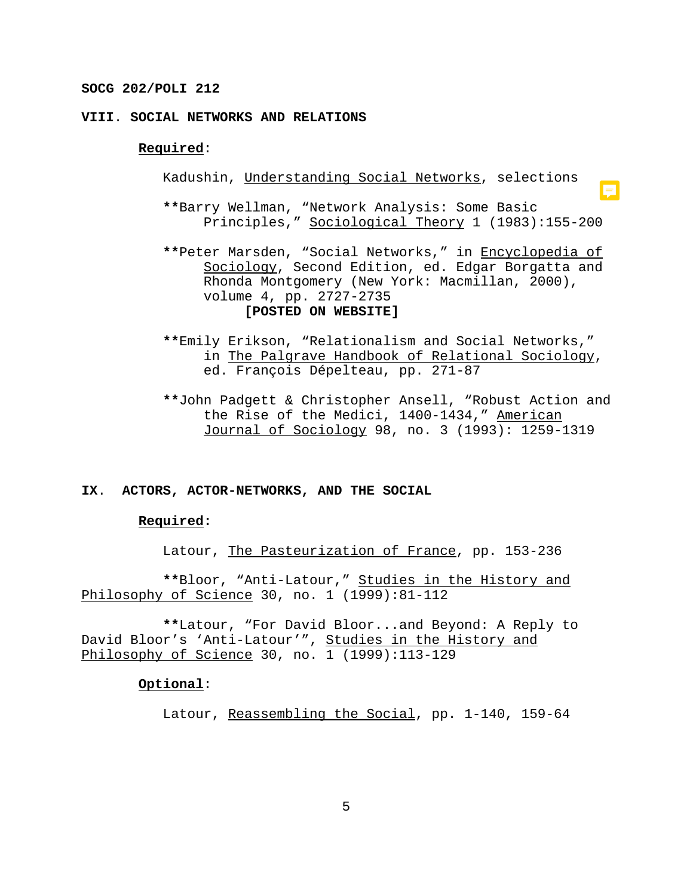SOCG 202/POLI 212

## VIII. SOCIAL NETWORKS AND RELATIONS

**Required**:

Kadushin, Understanding Social Networks, selections

**Barry Wellman, "Network Analysis: Some Basic Principles," Sociological Theory 1 (1983):155-200

**Peter Marsden, "Social Networks," in Encyclopedia of Sociology, Second Edition, ed. Edgar Borgatta and Rhonda Montgomery (New York: Macmillan, 2000), volume 4, pp. 2727-2735
**[POSTED ON WEBSITE]**

**Emily Erikson, "Relationalism and Social Networks," in The Palgrave Handbook of Relational Sociology, ed. François Dépelteau, pp. 271-87

**John Padgett & Christopher Ansell, "Robust Action and the Rise of the Medici, 1400-1434," American Journal of Sociology 98, no. 3 (1993): 1259-1319

## IX. ACTORS, ACTOR-NETWORKS, AND THE SOCIAL

**Required**:

Latour, The Pasteurization of France, pp. 153-236

**Bloor, "Anti-Latour," Studies in the History and Philosophy of Science 30, no. 1 (1999):81-112

**Latour, "For David Bloor...and Beyond: A Reply to David Bloor's 'Anti-Latour'", Studies in the History and Philosophy of Science 30, no. 1 (1999):113-129

**Optional**:

Latour, Reassembling the Social, pp. 1-140, 159-64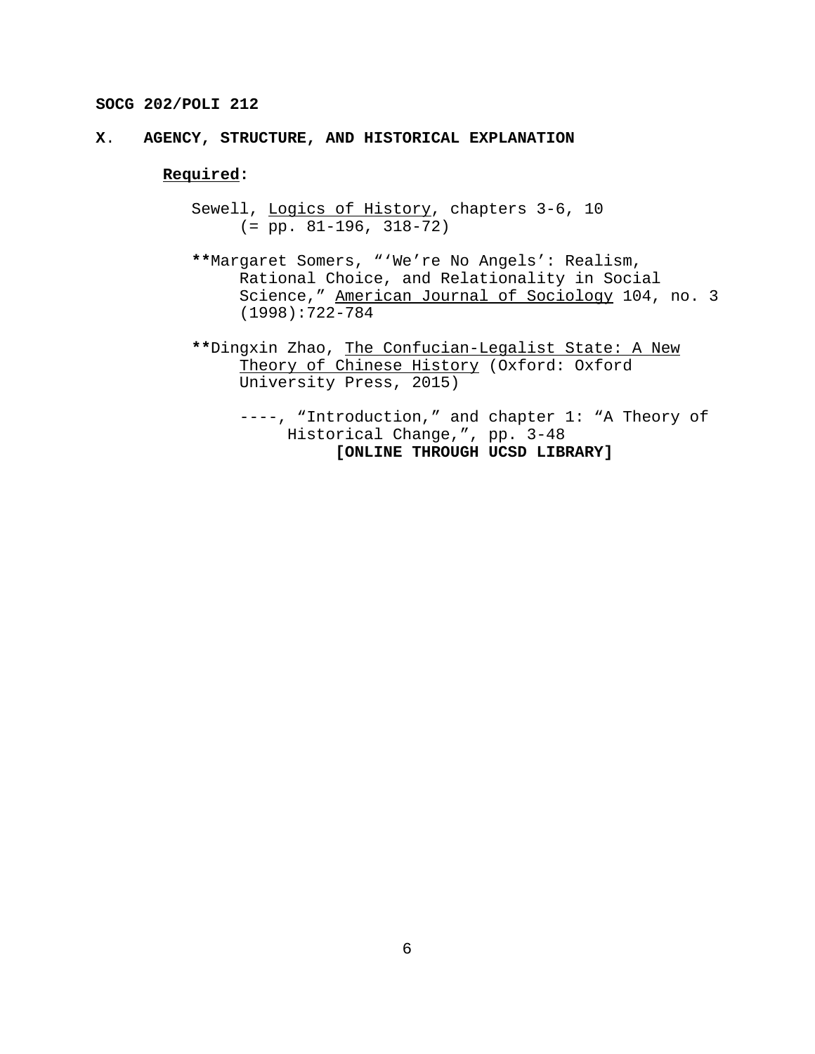**SOCG 202/POLI 212**

## X. AGENCY, STRUCTURE, AND HISTORICAL EXPLANATION

**Required:**

Sewell, Logics of History, chapters 3-6, 10 (= pp. 81-196, 318-72)

**Margaret Somers, "'We're No Angels': Realism, Rational Choice, and Relationality in Social Science," American Journal of Sociology 104, no. 3 (1998):722-784

**Dingxin Zhao, The Confucian-Legalist State: A New Theory of Chinese History (Oxford: Oxford University Press, 2015)

----, "Introduction," and chapter 1: "A Theory of Historical Change,", pp. 3-48
**[ONLINE THROUGH UCSD LIBRARY]**